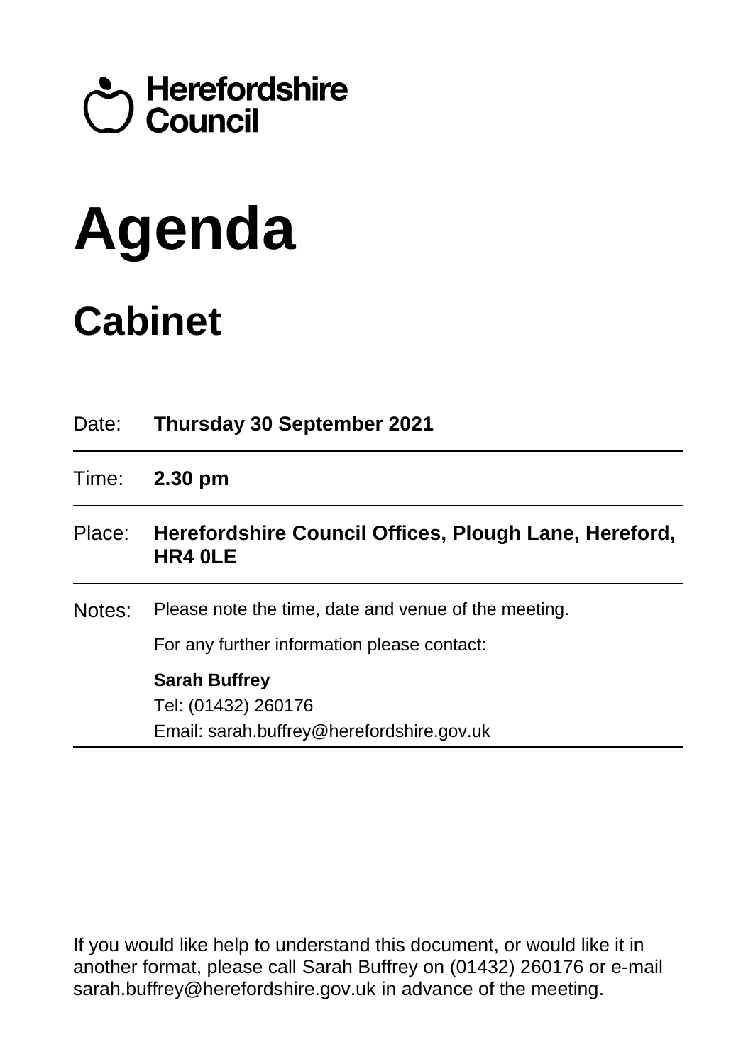Herefordshire Council

# Agenda

## Cabinet

| | |
|---|---|
| Date: | **Thursday 30 September 2021** |
| Time: | **2.30 pm** |
| Place: | **Herefordshire Council Offices, Plough Lane, Hereford, HR4 0LE** |
| Notes: | Please note the time, date and venue of the meeting.<br>For any further information please contact:<br>**Sarah Buffrey**<br>Tel: (01432) 260176<br>Email: sarah.buffrey@herefordshire.gov.uk |

If you would like help to understand this document, or would like it in another format, please call Sarah Buffrey on (01432) 260176 or e-mail sarah.buffrey@herefordshire.gov.uk in advance of the meeting.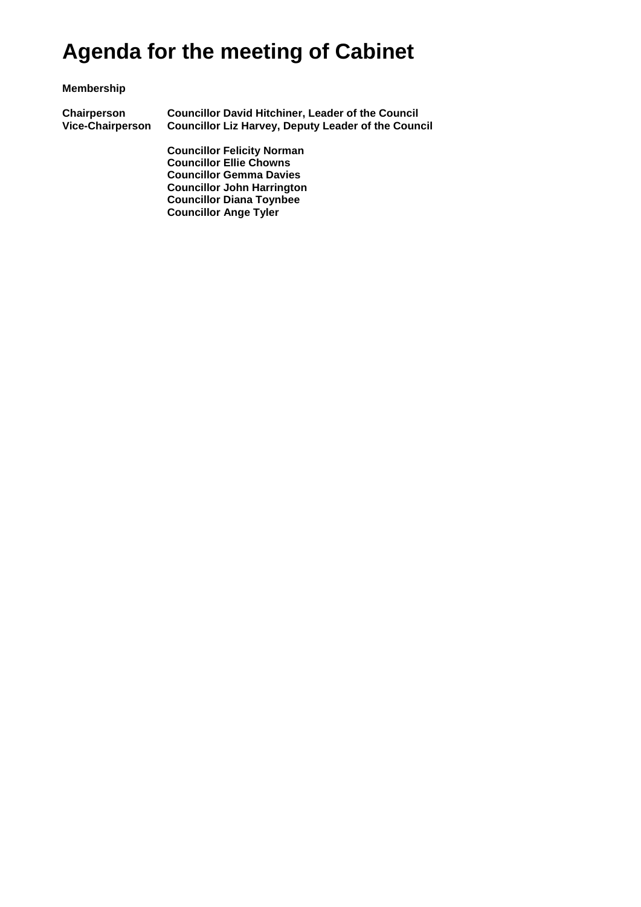# Agenda for the meeting of Cabinet

**Membership**

| | |
|---|---|
| **Chairperson** | **Councillor David Hitchiner, Leader of the Council** |
| **Vice-Chairperson** | **Councillor Liz Harvey, Deputy Leader of the Council** |
| | **Councillor Felicity Norman** |
| | **Councillor Ellie Chowns** |
| | **Councillor Gemma Davies** |
| | **Councillor John Harrington** |
| | **Councillor Diana Toynbee** |
| | **Councillor Ange Tyler** |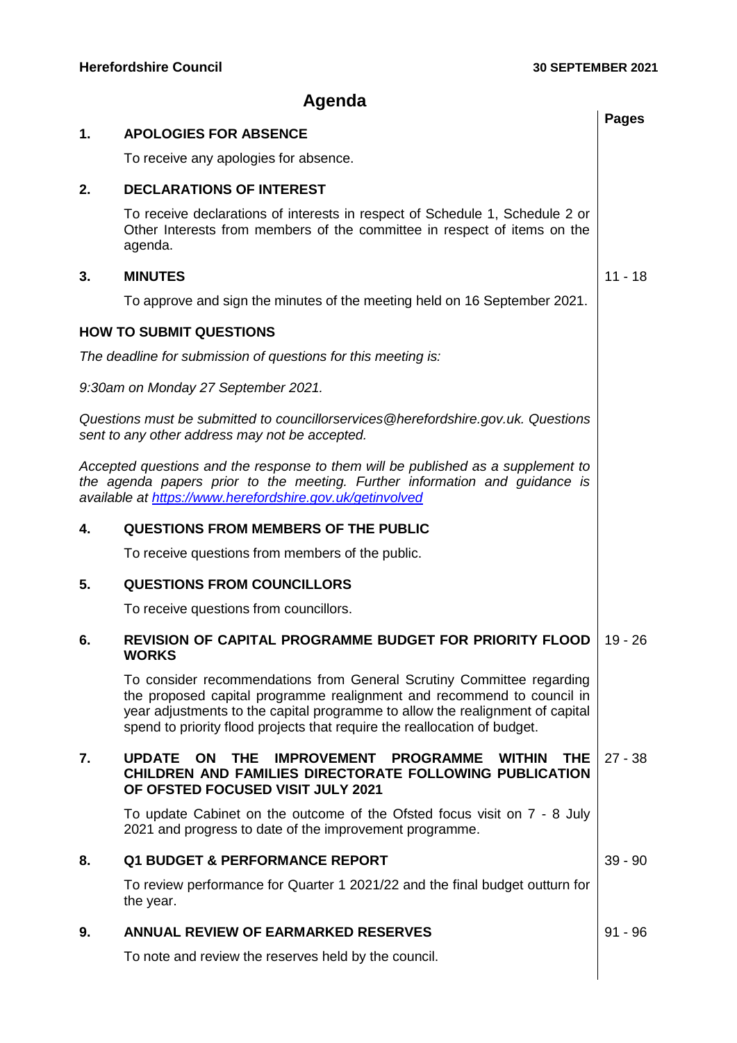**Herefordshire Council** **30 SEPTEMBER 2021**

# Agenda

| | | Pages |
|---|---|---|
| **1.** | **APOLOGIES FOR ABSENCE**<br><br>To receive any apologies for absence. | |
| **2.** | **DECLARATIONS OF INTEREST**<br><br>To receive declarations of interests in respect of Schedule 1, Schedule 2 or Other Interests from members of the committee in respect of items on the agenda. | |
| **3.** | **MINUTES**<br><br>To approve and sign the minutes of the meeting held on 16 September 2021. | 11 - 18 |

**HOW TO SUBMIT QUESTIONS**

*The deadline for submission of questions for this meeting is:*

*9:30am on Monday 27 September 2021.*

*Questions must be submitted to councillorservices@herefordshire.gov.uk. Questions sent to any other address may not be accepted.*

*Accepted questions and the response to them will be published as a supplement to the agenda papers prior to the meeting. Further information and guidance is available at [https://www.herefordshire.gov.uk/getinvolved](https://www.herefordshire.gov.uk/getinvolved)*

| | | Pages |
|---|---|---|
| **4.** | **QUESTIONS FROM MEMBERS OF THE PUBLIC**<br><br>To receive questions from members of the public. | |
| **5.** | **QUESTIONS FROM COUNCILLORS**<br><br>To receive questions from councillors. | |
| **6.** | **REVISION OF CAPITAL PROGRAMME BUDGET FOR PRIORITY FLOOD WORKS**<br><br>To consider recommendations from General Scrutiny Committee regarding the proposed capital programme realignment and recommend to council in year adjustments to the capital programme to allow the realignment of capital spend to priority flood projects that require the reallocation of budget. | 19 - 26 |
| **7.** | **UPDATE ON THE IMPROVEMENT PROGRAMME WITHIN THE CHILDREN AND FAMILIES DIRECTORATE FOLLOWING PUBLICATION OF OFSTED FOCUSED VISIT JULY 2021**<br><br>To update Cabinet on the outcome of the Ofsted focus visit on 7 - 8 July 2021 and progress to date of the improvement programme. | 27 - 38 |
| **8.** | **Q1 BUDGET & PERFORMANCE REPORT**<br><br>To review performance for Quarter 1 2021/22 and the final budget outturn for the year. | 39 - 90 |
| **9.** | **ANNUAL REVIEW OF EARMARKED RESERVES**<br><br>To note and review the reserves held by the council. | 91 - 96 |